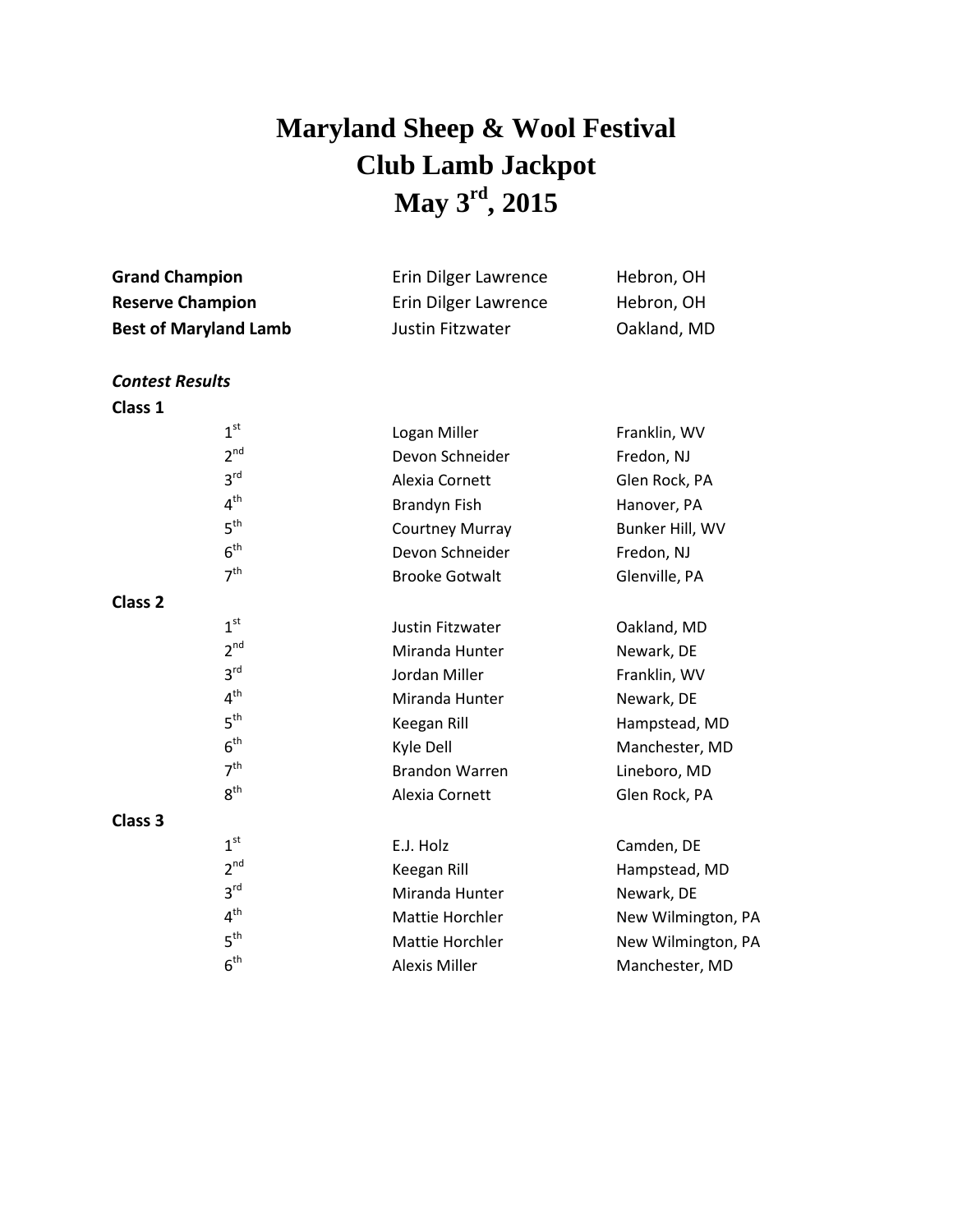# Maryland Sheep & Wool Festival
# Club Lamb Jackpot
# May 3rd, 2015

| | | |
|---|---|---|
| **Grand Champion** | Erin Dilger Lawrence | Hebron, OH |
| **Reserve Champion** | Erin Dilger Lawrence | Hebron, OH |
| **Best of Maryland Lamb** | Justin Fitzwater | Oakland, MD |

***Contest Results***

**Class 1**

| Place | Name | Location |
|---|---|---|
| 1st | Logan Miller | Franklin, WV |
| 2nd | Devon Schneider | Fredon, NJ |
| 3rd | Alexia Cornett | Glen Rock, PA |
| 4th | Brandyn Fish | Hanover, PA |
| 5th | Courtney Murray | Bunker Hill, WV |
| 6th | Devon Schneider | Fredon, NJ |
| 7th | Brooke Gotwalt | Glenville, PA |

**Class 2**

| Place | Name | Location |
|---|---|---|
| 1st | Justin Fitzwater | Oakland, MD |
| 2nd | Miranda Hunter | Newark, DE |
| 3rd | Jordan Miller | Franklin, WV |
| 4th | Miranda Hunter | Newark, DE |
| 5th | Keegan Rill | Hampstead, MD |
| 6th | Kyle Dell | Manchester, MD |
| 7th | Brandon Warren | Lineboro, MD |
| 8th | Alexia Cornett | Glen Rock, PA |

**Class 3**

| Place | Name | Location |
|---|---|---|
| 1st | E.J. Holz | Camden, DE |
| 2nd | Keegan Rill | Hampstead, MD |
| 3rd | Miranda Hunter | Newark, DE |
| 4th | Mattie Horchler | New Wilmington, PA |
| 5th | Mattie Horchler | New Wilmington, PA |
| 6th | Alexis Miller | Manchester, MD |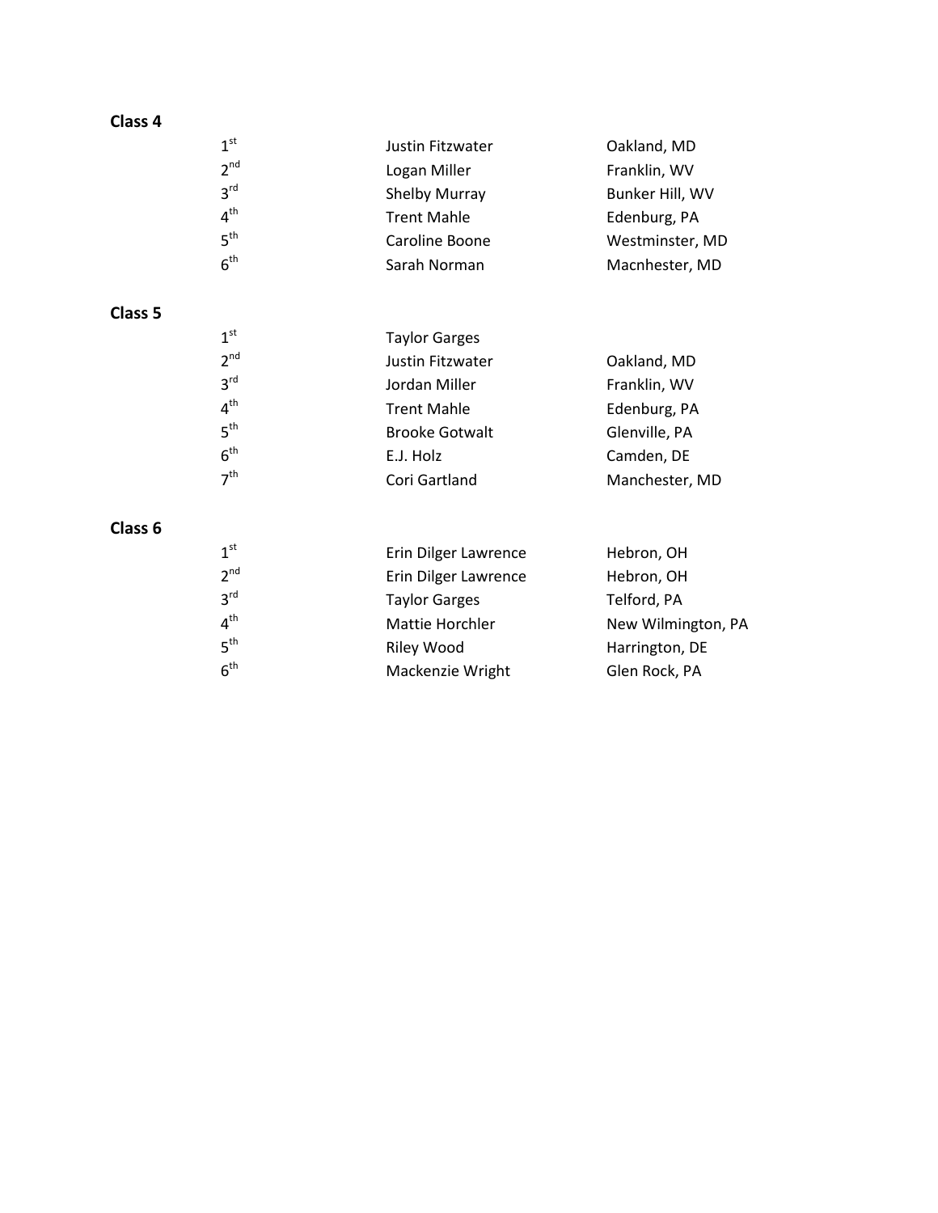**Class 4**

| | | |
|---|---|---|
| 1st | Justin Fitzwater | Oakland, MD |
| 2nd | Logan Miller | Franklin, WV |
| 3rd | Shelby Murray | Bunker Hill, WV |
| 4th | Trent Mahle | Edenburg, PA |
| 5th | Caroline Boone | Westminster, MD |
| 6th | Sarah Norman | Macnhester, MD |

**Class 5**

| | | |
|---|---|---|
| 1st | Taylor Garges | |
| 2nd | Justin Fitzwater | Oakland, MD |
| 3rd | Jordan Miller | Franklin, WV |
| 4th | Trent Mahle | Edenburg, PA |
| 5th | Brooke Gotwalt | Glenville, PA |
| 6th | E.J. Holz | Camden, DE |
| 7th | Cori Gartland | Manchester, MD |

**Class 6**

| | | |
|---|---|---|
| 1st | Erin Dilger Lawrence | Hebron, OH |
| 2nd | Erin Dilger Lawrence | Hebron, OH |
| 3rd | Taylor Garges | Telford, PA |
| 4th | Mattie Horchler | New Wilmington, PA |
| 5th | Riley Wood | Harrington, DE |
| 6th | Mackenzie Wright | Glen Rock, PA |